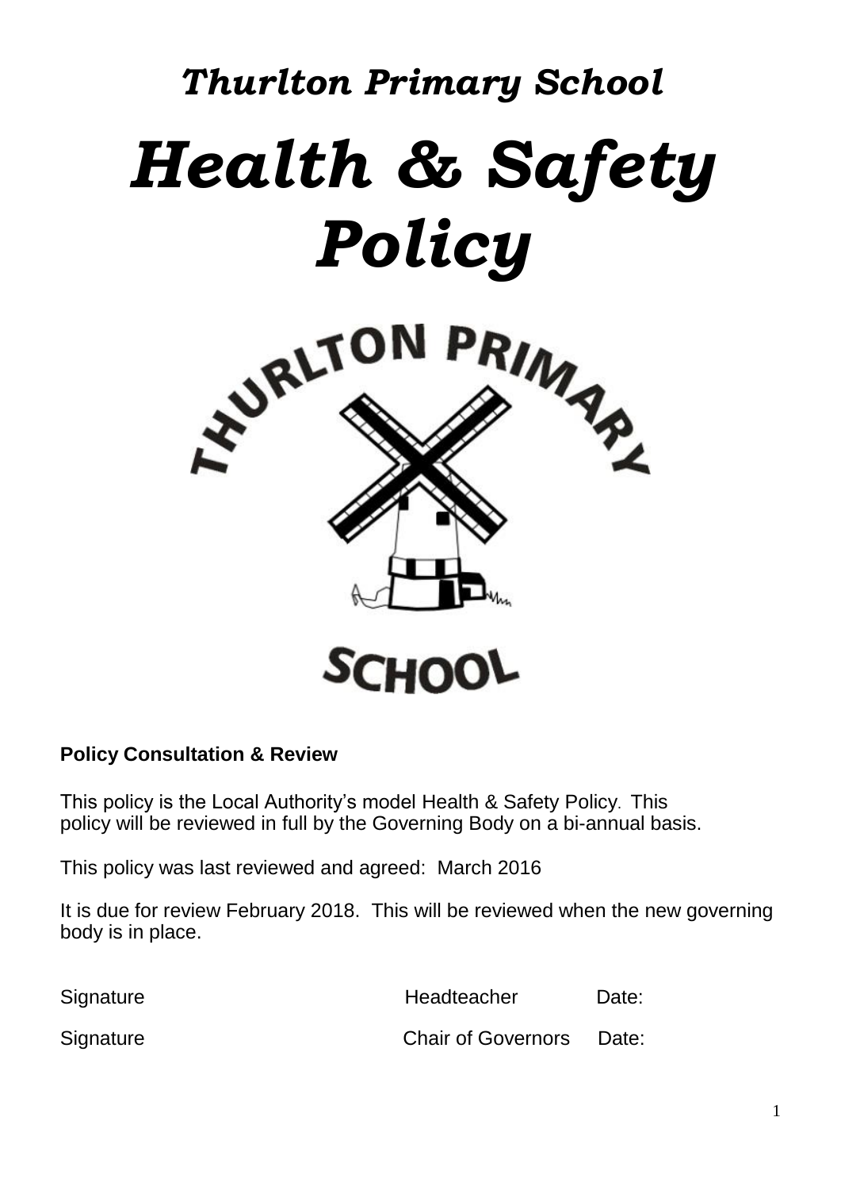*Thurlton Primary School*

# *Health & Safety Policy*

**Policy Consultation & Review**

This policy is the Local Authority's model Health & Safety Policy. This policy will be reviewed in full by the Governing Body on a bi-annual basis.

This policy was last reviewed and agreed: March 2016

It is due for review February 2018. This will be reviewed when the new governing body is in place.

| Signature | Headteacher | Date: |
|---|---|---|
| Signature | Chair of Governors | Date: |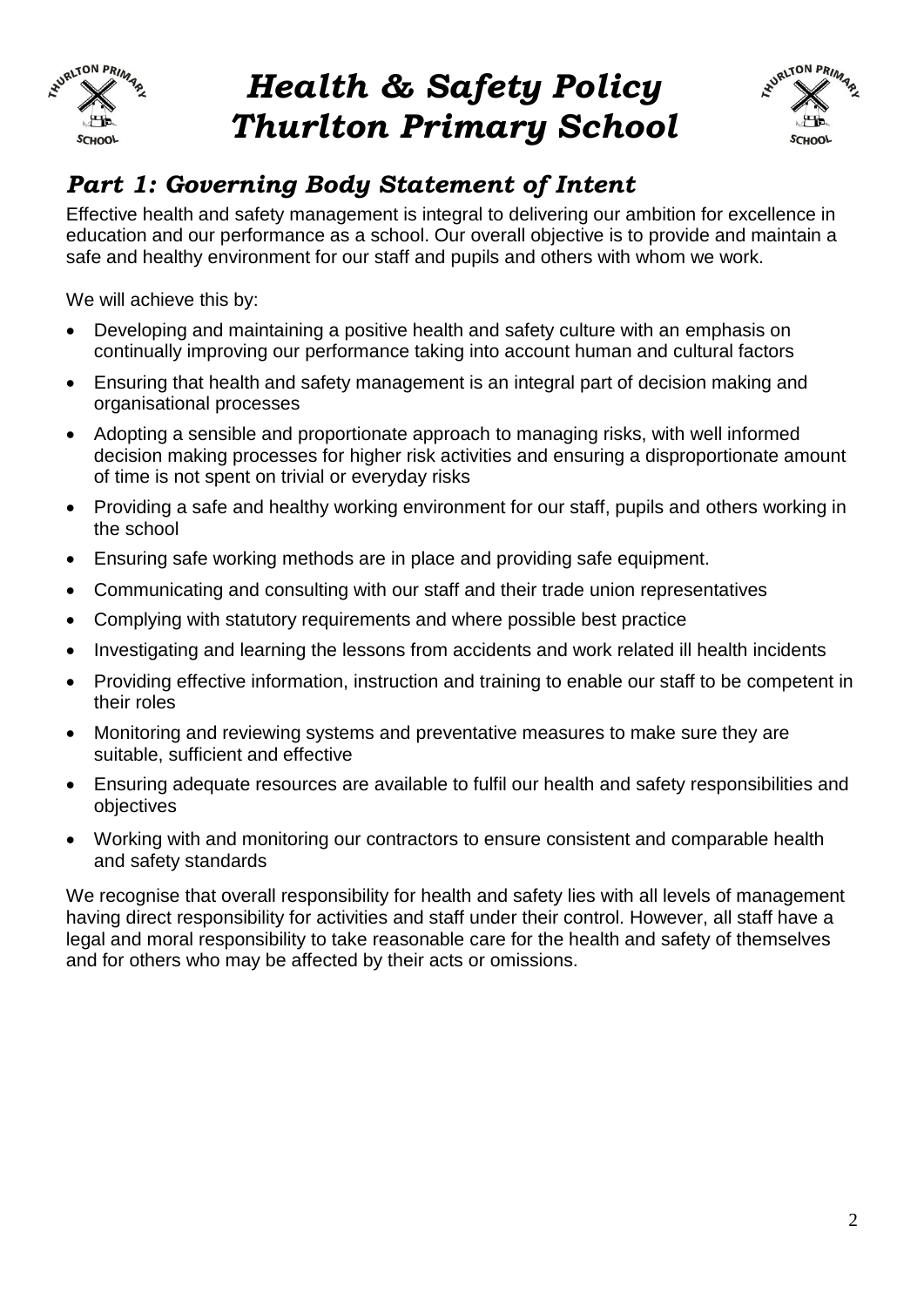# *Health & Safety Policy Thurlton Primary School*

## *Part 1: Governing Body Statement of Intent*

Effective health and safety management is integral to delivering our ambition for excellence in education and our performance as a school. Our overall objective is to provide and maintain a safe and healthy environment for our staff and pupils and others with whom we work.

We will achieve this by:

- Developing and maintaining a positive health and safety culture with an emphasis on continually improving our performance taking into account human and cultural factors
- Ensuring that health and safety management is an integral part of decision making and organisational processes
- Adopting a sensible and proportionate approach to managing risks, with well informed decision making processes for higher risk activities and ensuring a disproportionate amount of time is not spent on trivial or everyday risks
- Providing a safe and healthy working environment for our staff, pupils and others working in the school
- Ensuring safe working methods are in place and providing safe equipment.
- Communicating and consulting with our staff and their trade union representatives
- Complying with statutory requirements and where possible best practice
- Investigating and learning the lessons from accidents and work related ill health incidents
- Providing effective information, instruction and training to enable our staff to be competent in their roles
- Monitoring and reviewing systems and preventative measures to make sure they are suitable, sufficient and effective
- Ensuring adequate resources are available to fulfil our health and safety responsibilities and objectives
- Working with and monitoring our contractors to ensure consistent and comparable health and safety standards

We recognise that overall responsibility for health and safety lies with all levels of management having direct responsibility for activities and staff under their control. However, all staff have a legal and moral responsibility to take reasonable care for the health and safety of themselves and for others who may be affected by their acts or omissions.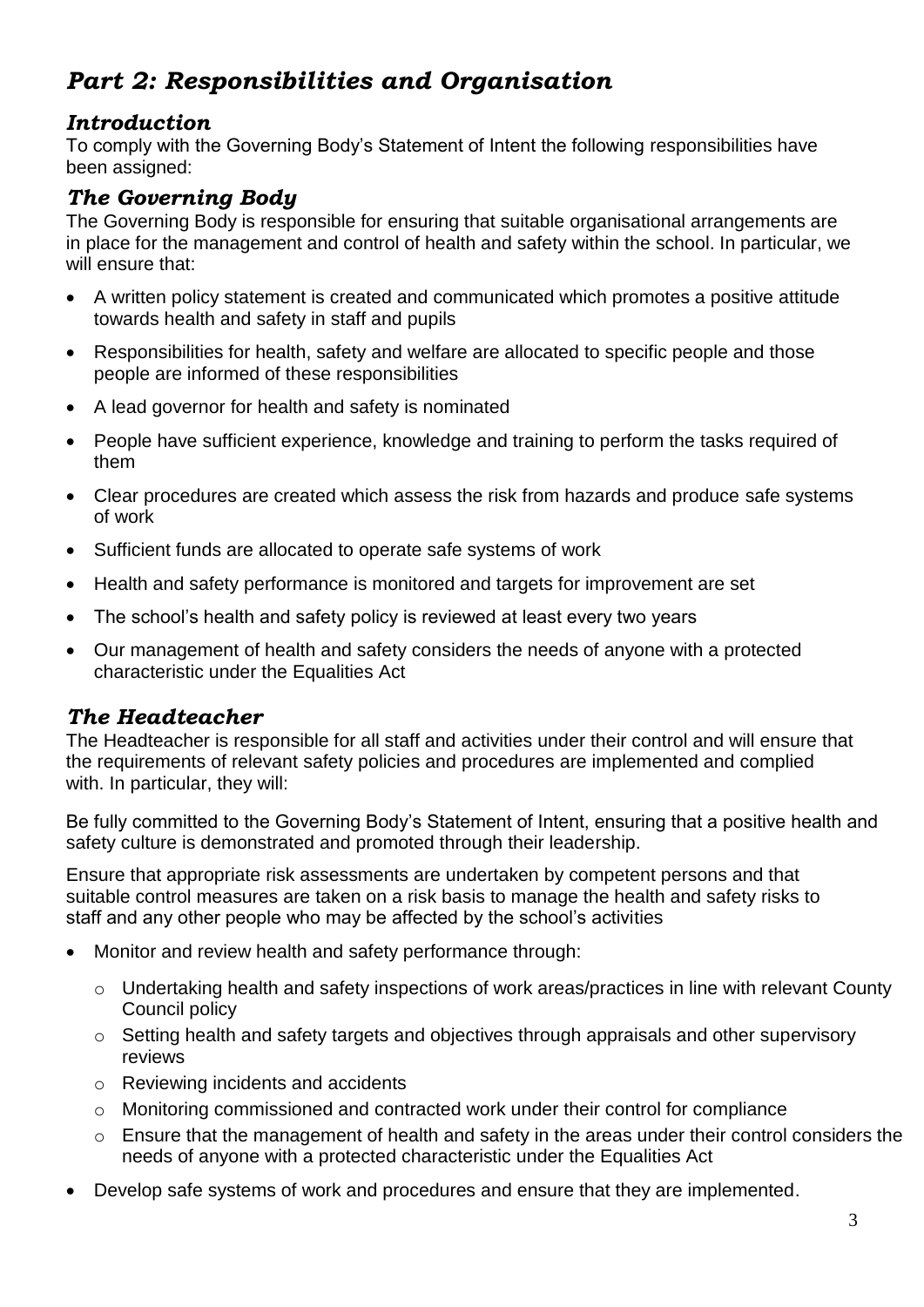# *Part 2: Responsibilities and Organisation*

## *Introduction*

To comply with the Governing Body's Statement of Intent the following responsibilities have been assigned:

## *The Governing Body*

The Governing Body is responsible for ensuring that suitable organisational arrangements are in place for the management and control of health and safety within the school. In particular, we will ensure that:

- A written policy statement is created and communicated which promotes a positive attitude towards health and safety in staff and pupils
- Responsibilities for health, safety and welfare are allocated to specific people and those people are informed of these responsibilities
- A lead governor for health and safety is nominated
- People have sufficient experience, knowledge and training to perform the tasks required of them
- Clear procedures are created which assess the risk from hazards and produce safe systems of work
- Sufficient funds are allocated to operate safe systems of work
- Health and safety performance is monitored and targets for improvement are set
- The school's health and safety policy is reviewed at least every two years
- Our management of health and safety considers the needs of anyone with a protected characteristic under the Equalities Act

## *The Headteacher*

The Headteacher is responsible for all staff and activities under their control and will ensure that the requirements of relevant safety policies and procedures are implemented and complied with. In particular, they will:

Be fully committed to the Governing Body's Statement of Intent, ensuring that a positive health and safety culture is demonstrated and promoted through their leadership.

Ensure that appropriate risk assessments are undertaken by competent persons and that suitable control measures are taken on a risk basis to manage the health and safety risks to staff and any other people who may be affected by the school's activities

- Monitor and review health and safety performance through:
  - Undertaking health and safety inspections of work areas/practices in line with relevant County Council policy
  - Setting health and safety targets and objectives through appraisals and other supervisory reviews
  - Reviewing incidents and accidents
  - Monitoring commissioned and contracted work under their control for compliance
  - Ensure that the management of health and safety in the areas under their control considers the needs of anyone with a protected characteristic under the Equalities Act
- Develop safe systems of work and procedures and ensure that they are implemented.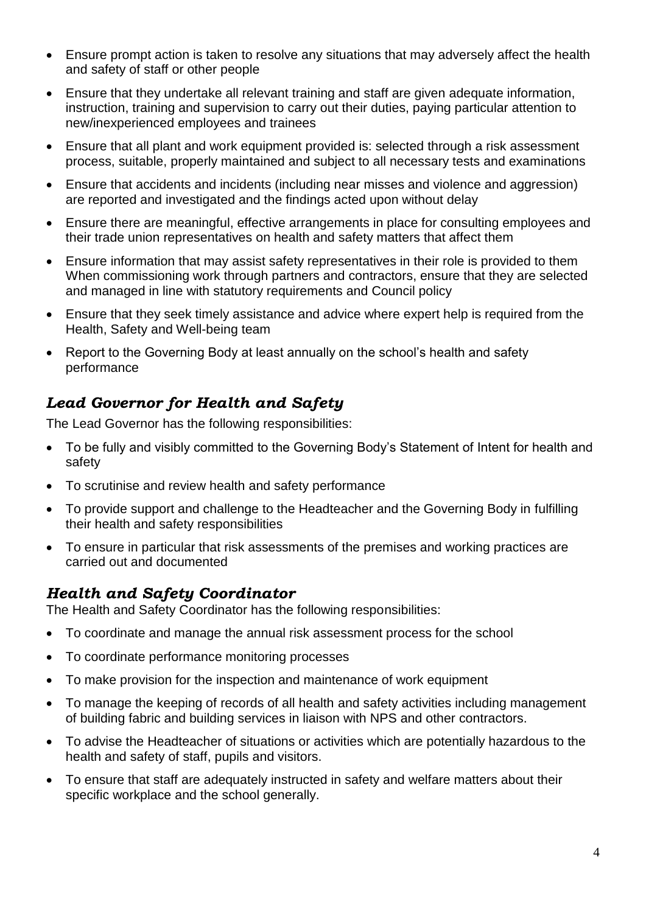- Ensure prompt action is taken to resolve any situations that may adversely affect the health and safety of staff or other people
- Ensure that they undertake all relevant training and staff are given adequate information, instruction, training and supervision to carry out their duties, paying particular attention to new/inexperienced employees and trainees
- Ensure that all plant and work equipment provided is: selected through a risk assessment process, suitable, properly maintained and subject to all necessary tests and examinations
- Ensure that accidents and incidents (including near misses and violence and aggression) are reported and investigated and the findings acted upon without delay
- Ensure there are meaningful, effective arrangements in place for consulting employees and their trade union representatives on health and safety matters that affect them
- Ensure information that may assist safety representatives in their role is provided to them When commissioning work through partners and contractors, ensure that they are selected and managed in line with statutory requirements and Council policy
- Ensure that they seek timely assistance and advice where expert help is required from the Health, Safety and Well-being team
- Report to the Governing Body at least annually on the school's health and safety performance

## *Lead Governor for Health and Safety*

The Lead Governor has the following responsibilities:

- To be fully and visibly committed to the Governing Body's Statement of Intent for health and safety
- To scrutinise and review health and safety performance
- To provide support and challenge to the Headteacher and the Governing Body in fulfilling their health and safety responsibilities
- To ensure in particular that risk assessments of the premises and working practices are carried out and documented

## *Health and Safety Coordinator*

The Health and Safety Coordinator has the following responsibilities:

- To coordinate and manage the annual risk assessment process for the school
- To coordinate performance monitoring processes
- To make provision for the inspection and maintenance of work equipment
- To manage the keeping of records of all health and safety activities including management of building fabric and building services in liaison with NPS and other contractors.
- To advise the Headteacher of situations or activities which are potentially hazardous to the health and safety of staff, pupils and visitors.
- To ensure that staff are adequately instructed in safety and welfare matters about their specific workplace and the school generally.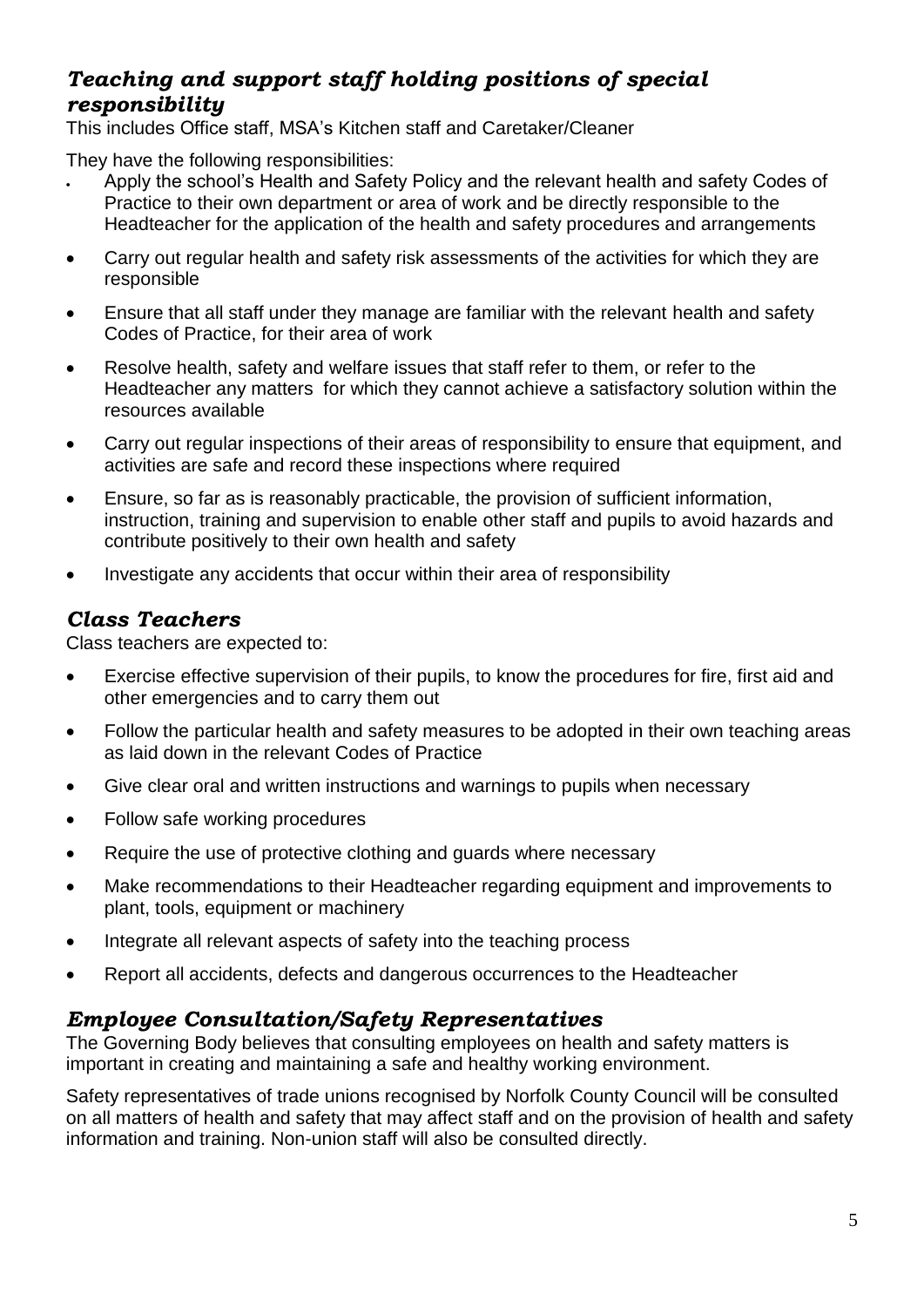### *Teaching and support staff holding positions of special responsibility*

This includes Office staff, MSA's Kitchen staff and Caretaker/Cleaner

They have the following responsibilities:

- Apply the school's Health and Safety Policy and the relevant health and safety Codes of Practice to their own department or area of work and be directly responsible to the Headteacher for the application of the health and safety procedures and arrangements
- Carry out regular health and safety risk assessments of the activities for which they are responsible
- Ensure that all staff under they manage are familiar with the relevant health and safety Codes of Practice, for their area of work
- Resolve health, safety and welfare issues that staff refer to them, or refer to the Headteacher any matters for which they cannot achieve a satisfactory solution within the resources available
- Carry out regular inspections of their areas of responsibility to ensure that equipment, and activities are safe and record these inspections where required
- Ensure, so far as is reasonably practicable, the provision of sufficient information, instruction, training and supervision to enable other staff and pupils to avoid hazards and contribute positively to their own health and safety
- Investigate any accidents that occur within their area of responsibility

### *Class Teachers*

Class teachers are expected to:

- Exercise effective supervision of their pupils, to know the procedures for fire, first aid and other emergencies and to carry them out
- Follow the particular health and safety measures to be adopted in their own teaching areas as laid down in the relevant Codes of Practice
- Give clear oral and written instructions and warnings to pupils when necessary
- Follow safe working procedures
- Require the use of protective clothing and guards where necessary
- Make recommendations to their Headteacher regarding equipment and improvements to plant, tools, equipment or machinery
- Integrate all relevant aspects of safety into the teaching process
- Report all accidents, defects and dangerous occurrences to the Headteacher

### *Employee Consultation/Safety Representatives*

The Governing Body believes that consulting employees on health and safety matters is important in creating and maintaining a safe and healthy working environment.

Safety representatives of trade unions recognised by Norfolk County Council will be consulted on all matters of health and safety that may affect staff and on the provision of health and safety information and training. Non-union staff will also be consulted directly.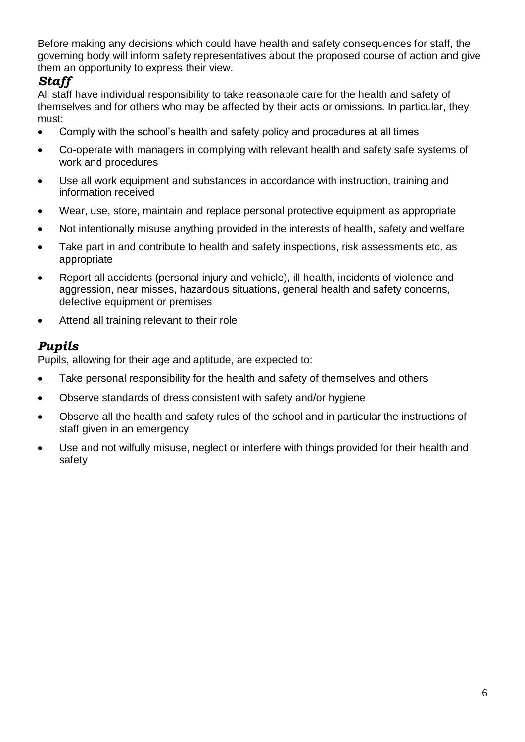Before making any decisions which could have health and safety consequences for staff, the governing body will inform safety representatives about the proposed course of action and give them an opportunity to express their view.

### *Staff*

All staff have individual responsibility to take reasonable care for the health and safety of themselves and for others who may be affected by their acts or omissions. In particular, they must:

- Comply with the school's health and safety policy and procedures at all times
- Co-operate with managers in complying with relevant health and safety safe systems of work and procedures
- Use all work equipment and substances in accordance with instruction, training and information received
- Wear, use, store, maintain and replace personal protective equipment as appropriate
- Not intentionally misuse anything provided in the interests of health, safety and welfare
- Take part in and contribute to health and safety inspections, risk assessments etc. as appropriate
- Report all accidents (personal injury and vehicle), ill health, incidents of violence and aggression, near misses, hazardous situations, general health and safety concerns, defective equipment or premises
- Attend all training relevant to their role

### *Pupils*

Pupils, allowing for their age and aptitude, are expected to:

- Take personal responsibility for the health and safety of themselves and others
- Observe standards of dress consistent with safety and/or hygiene
- Observe all the health and safety rules of the school and in particular the instructions of staff given in an emergency
- Use and not wilfully misuse, neglect or interfere with things provided for their health and safety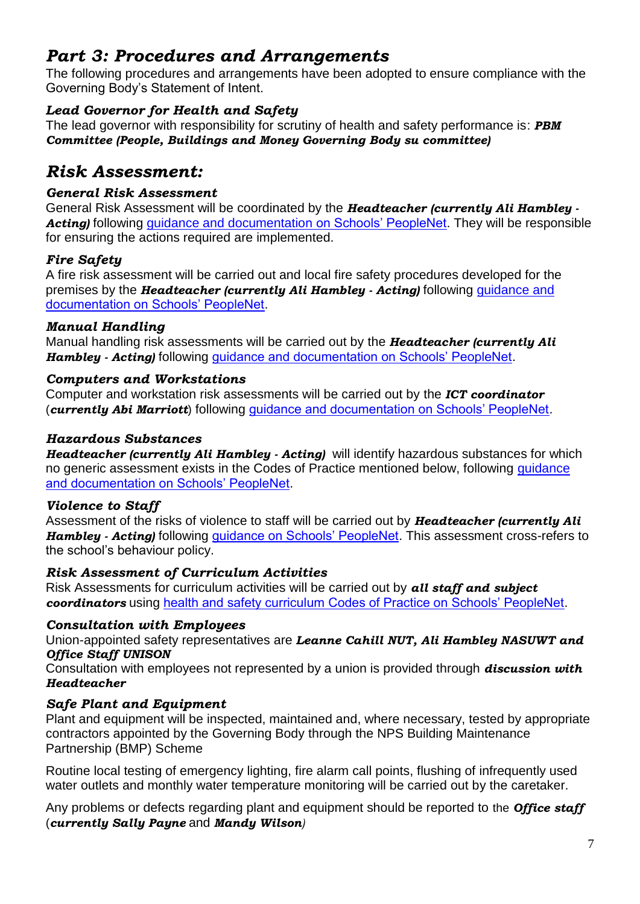# *Part 3: Procedures and Arrangements*

The following procedures and arrangements have been adopted to ensure compliance with the Governing Body's Statement of Intent.

### *Lead Governor for Health and Safety*

The lead governor with responsibility for scrutiny of health and safety performance is: ***PBM Committee (People, Buildings and Money Governing Body su committee)***

## *Risk Assessment:*

### *General Risk Assessment*

General Risk Assessment will be coordinated by the ***Headteacher (currently Ali Hambley - Acting)*** following guidance and documentation on Schools' PeopleNet. They will be responsible for ensuring the actions required are implemented.

### *Fire Safety*

A fire risk assessment will be carried out and local fire safety procedures developed for the premises by the ***Headteacher (currently Ali Hambley - Acting)*** following guidance and documentation on Schools' PeopleNet.

### *Manual Handling*

Manual handling risk assessments will be carried out by the ***Headteacher (currently Ali Hambley - Acting)*** following guidance and documentation on Schools' PeopleNet.

### *Computers and Workstations*

Computer and workstation risk assessments will be carried out by the ***ICT coordinator*** (***currently Abi Marriott***) following guidance and documentation on Schools' PeopleNet.

### *Hazardous Substances*

***Headteacher (currently Ali Hambley - Acting)*** will identify hazardous substances for which no generic assessment exists in the Codes of Practice mentioned below, following guidance and documentation on Schools' PeopleNet.

### *Violence to Staff*

Assessment of the risks of violence to staff will be carried out by ***Headteacher (currently Ali Hambley - Acting)*** following guidance on Schools' PeopleNet. This assessment cross-refers to the school's behaviour policy.

### *Risk Assessment of Curriculum Activities*

Risk Assessments for curriculum activities will be carried out by ***all staff and subject coordinators*** using health and safety curriculum Codes of Practice on Schools' PeopleNet.

### *Consultation with Employees*

Union-appointed safety representatives are ***Leanne Cahill NUT, Ali Hambley NASUWT and Office Staff UNISON***

Consultation with employees not represented by a union is provided through ***discussion with Headteacher***

### *Safe Plant and Equipment*

Plant and equipment will be inspected, maintained and, where necessary, tested by appropriate contractors appointed by the Governing Body through the NPS Building Maintenance Partnership (BMP) Scheme

Routine local testing of emergency lighting, fire alarm call points, flushing of infrequently used water outlets and monthly water temperature monitoring will be carried out by the caretaker.

Any problems or defects regarding plant and equipment should be reported to the ***Office staff*** (***currently Sally Payne*** and ***Mandy Wilson***)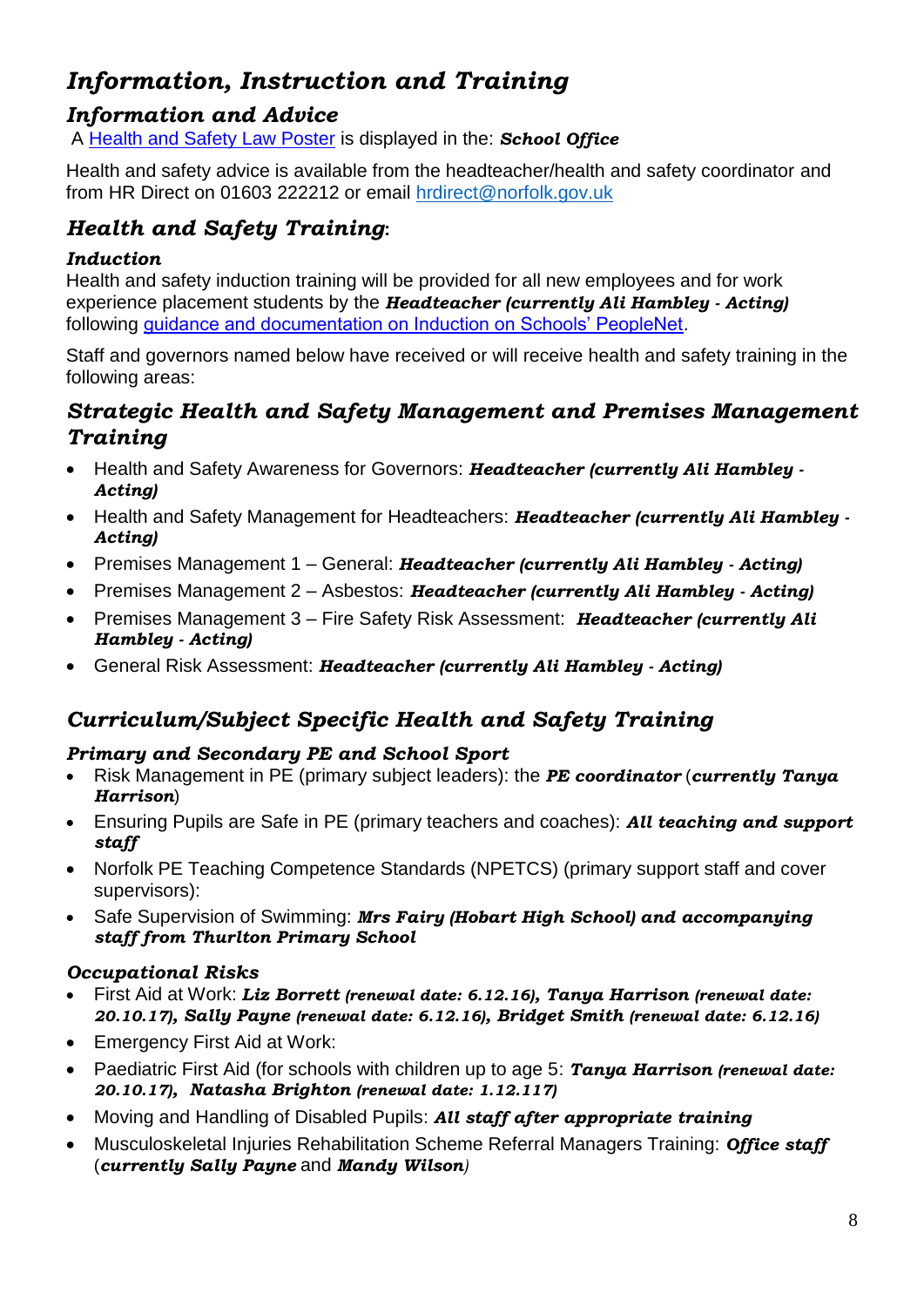# *Information, Instruction and Training*

## *Information and Advice*

A [Health and Safety Law Poster] is displayed in the: ***School Office***

Health and safety advice is available from the headteacher/health and safety coordinator and from HR Direct on 01603 222212 or email hrdirect@norfolk.gov.uk

## *Health and Safety Training*:

### *Induction*

Health and safety induction training will be provided for all new employees and for work experience placement students by the ***Headteacher (currently Ali Hambley - Acting)*** following [guidance and documentation on Induction on Schools' PeopleNet].

Staff and governors named below have received or will receive health and safety training in the following areas:

## *Strategic Health and Safety Management and Premises Management Training*

- Health and Safety Awareness for Governors: ***Headteacher (currently Ali Hambley - Acting)***
- Health and Safety Management for Headteachers: ***Headteacher (currently Ali Hambley - Acting)***
- Premises Management 1 – General: ***Headteacher (currently Ali Hambley - Acting)***
- Premises Management 2 – Asbestos: ***Headteacher (currently Ali Hambley - Acting)***
- Premises Management 3 – Fire Safety Risk Assessment: ***Headteacher (currently Ali Hambley - Acting)***
- General Risk Assessment: ***Headteacher (currently Ali Hambley - Acting)***

## *Curriculum/Subject Specific Health and Safety Training*

### *Primary and Secondary PE and School Sport*

- Risk Management in PE (primary subject leaders): the ***PE coordinator*** (***currently Tanya Harrison***)
- Ensuring Pupils are Safe in PE (primary teachers and coaches): ***All teaching and support staff***
- Norfolk PE Teaching Competence Standards (NPETCS) (primary support staff and cover supervisors):
- Safe Supervision of Swimming: ***Mrs Fairy (Hobart High School) and accompanying staff from Thurlton Primary School***

### *Occupational Risks*

- First Aid at Work: ***Liz Borrett (renewal date: 6.12.16), Tanya Harrison (renewal date: 20.10.17), Sally Payne (renewal date: 6.12.16), Bridget Smith (renewal date: 6.12.16)***
- Emergency First Aid at Work:
- Paediatric First Aid (for schools with children up to age 5: ***Tanya Harrison (renewal date: 20.10.17), Natasha Brighton (renewal date: 1.12.117)***
- Moving and Handling of Disabled Pupils: ***All staff after appropriate training***
- Musculoskeletal Injuries Rehabilitation Scheme Referral Managers Training: ***Office staff*** (***currently Sally Payne*** and ***Mandy Wilson***)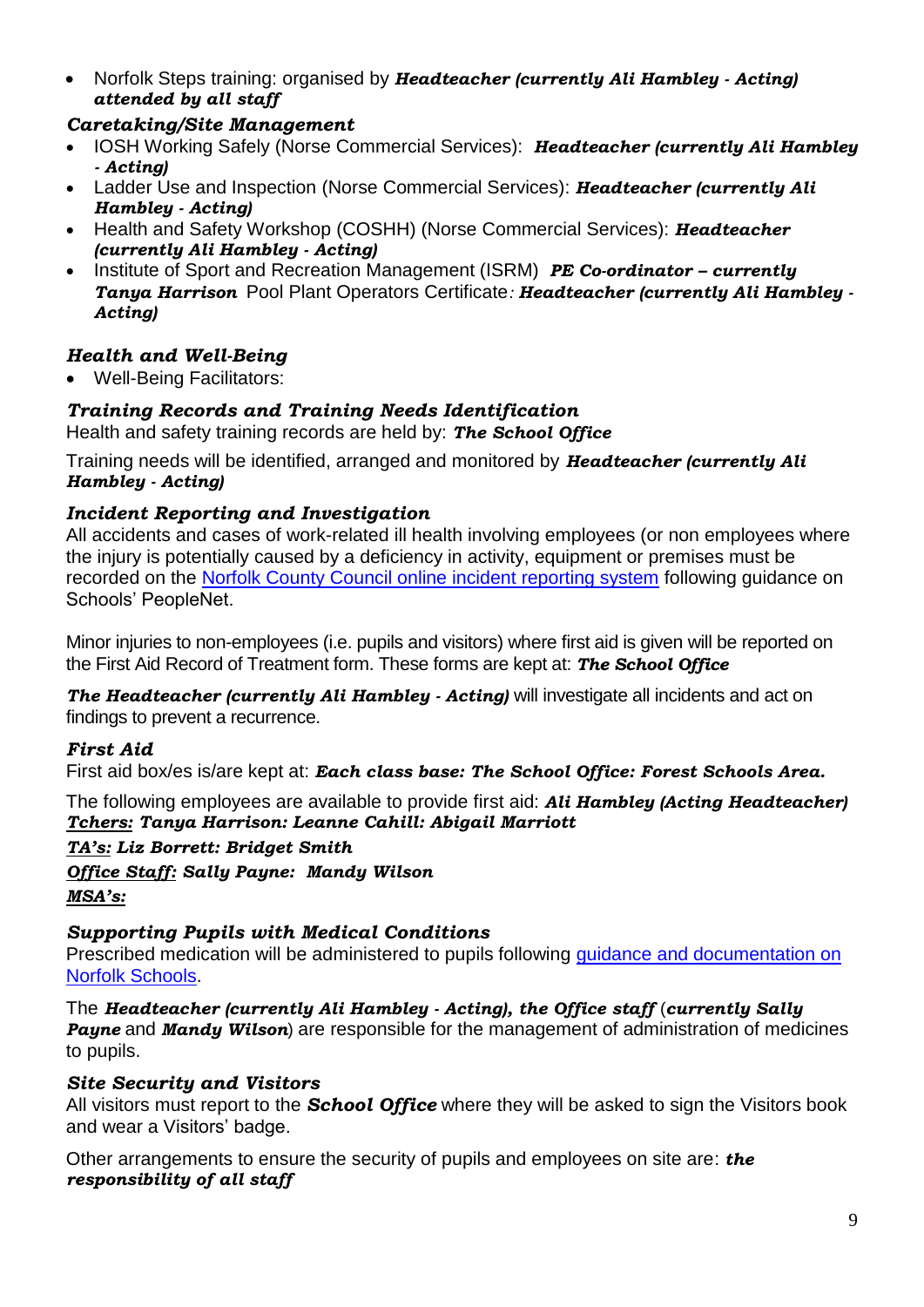- Norfolk Steps training: organised by ***Headteacher (currently Ali Hambley - Acting) attended by all staff***

### *Caretaking/Site Management*

- IOSH Working Safely (Norse Commercial Services): ***Headteacher (currently Ali Hambley - Acting)***
- Ladder Use and Inspection (Norse Commercial Services): ***Headteacher (currently Ali Hambley - Acting)***
- Health and Safety Workshop (COSHH) (Norse Commercial Services): ***Headteacher (currently Ali Hambley - Acting)***
- Institute of Sport and Recreation Management (ISRM) ***PE Co-ordinator – currently Tanya Harrison*** Pool Plant Operators Certificate*:* ***Headteacher (currently Ali Hambley - Acting)***

### *Health and Well-Being*

- Well-Being Facilitators:

### *Training Records and Training Needs Identification*

Health and safety training records are held by: ***The School Office***

Training needs will be identified, arranged and monitored by ***Headteacher (currently Ali Hambley - Acting)***

### *Incident Reporting and Investigation*

All accidents and cases of work-related ill health involving employees (or non employees where the injury is potentially caused by a deficiency in activity, equipment or premises must be recorded on the Norfolk County Council online incident reporting system following guidance on Schools' PeopleNet.

Minor injuries to non-employees (i.e. pupils and visitors) where first aid is given will be reported on the First Aid Record of Treatment form. These forms are kept at: ***The School Office***

***The Headteacher (currently Ali Hambley - Acting)*** will investigate all incidents and act on findings to prevent a recurrence.

### *First Aid*

First aid box/es is/are kept at: ***Each class base: The School Office: Forest Schools Area.***

The following employees are available to provide first aid: ***Ali Hambley (Acting Headteacher)***
***Tchers: Tanya Harrison: Leanne Cahill: Abigail Marriott***

***TA's: Liz Borrett: Bridget Smith***

***Office Staff: Sally Payne: Mandy Wilson***

***MSA's:***

### *Supporting Pupils with Medical Conditions*

Prescribed medication will be administered to pupils following guidance and documentation on Norfolk Schools.

The ***Headteacher (currently Ali Hambley - Acting), the Office staff*** (***currently Sally Payne*** and ***Mandy Wilson***) are responsible for the management of administration of medicines to pupils.

### *Site Security and Visitors*

All visitors must report to the ***School Office*** where they will be asked to sign the Visitors book and wear a Visitors' badge.

Other arrangements to ensure the security of pupils and employees on site are: ***the responsibility of all staff***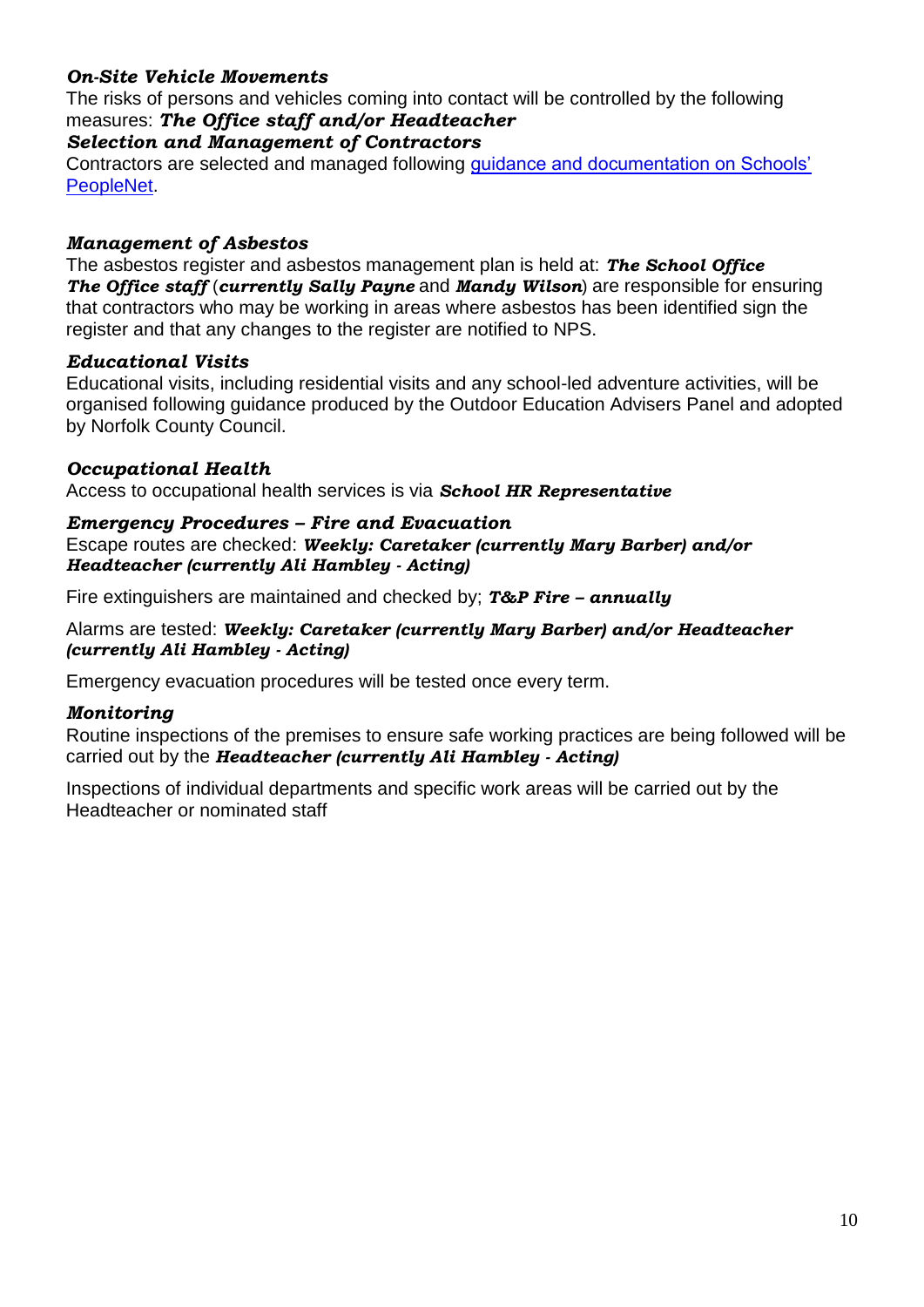### *On-Site Vehicle Movements*

The risks of persons and vehicles coming into contact will be controlled by the following measures: ***The Office staff and/or Headteacher***

### *Selection and Management of Contractors*

Contractors are selected and managed following [guidance and documentation on Schools' PeopleNet](guidance and documentation on Schools' PeopleNet).

### *Management of Asbestos*

The asbestos register and asbestos management plan is held at: ***The School Office***
***The Office staff*** (***currently Sally Payne*** and ***Mandy Wilson***) are responsible for ensuring that contractors who may be working in areas where asbestos has been identified sign the register and that any changes to the register are notified to NPS.

### *Educational Visits*

Educational visits, including residential visits and any school-led adventure activities, will be organised following guidance produced by the Outdoor Education Advisers Panel and adopted by Norfolk County Council.

### *Occupational Health*

Access to occupational health services is via ***School HR Representative***

### *Emergency Procedures – Fire and Evacuation*

Escape routes are checked: ***Weekly: Caretaker (currently Mary Barber) and/or Headteacher (currently Ali Hambley - Acting)***

Fire extinguishers are maintained and checked by; ***T&P Fire – annually***

Alarms are tested: ***Weekly: Caretaker (currently Mary Barber) and/or Headteacher (currently Ali Hambley - Acting)***

Emergency evacuation procedures will be tested once every term.

### *Monitoring*

Routine inspections of the premises to ensure safe working practices are being followed will be carried out by the ***Headteacher (currently Ali Hambley - Acting)***

Inspections of individual departments and specific work areas will be carried out by the Headteacher or nominated staff